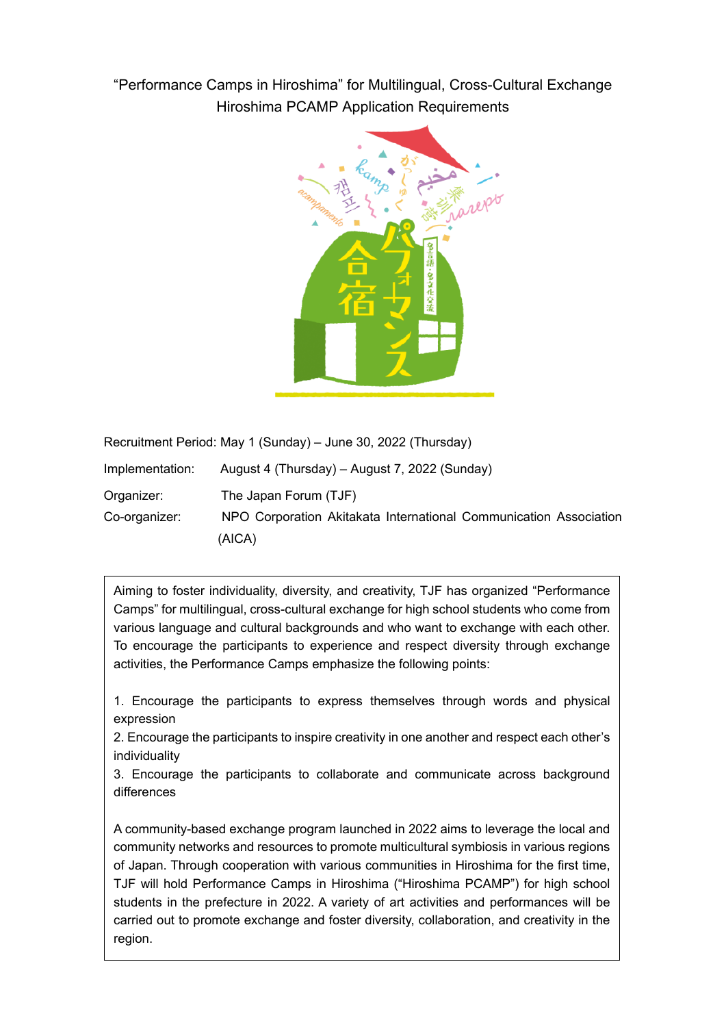# "Performance Camps in Hiroshima" for Multilingual, Cross-Cultural Exchange
## Hiroshima PCAMP Application Requirements

Recruitment Period: May 1 (Sunday) – June 30, 2022 (Thursday)

Implementation: August 4 (Thursday) – August 7, 2022 (Sunday)

Organizer: The Japan Forum (TJF)

Co-organizer: NPO Corporation Akitakata International Communication Association (AICA)

Aiming to foster individuality, diversity, and creativity, TJF has organized "Performance Camps" for multilingual, cross-cultural exchange for high school students who come from various language and cultural backgrounds and who want to exchange with each other. To encourage the participants to experience and respect diversity through exchange activities, the Performance Camps emphasize the following points:

1. Encourage the participants to express themselves through words and physical expression
2. Encourage the participants to inspire creativity in one another and respect each other's individuality
3. Encourage the participants to collaborate and communicate across background differences

A community-based exchange program launched in 2022 aims to leverage the local and community networks and resources to promote multicultural symbiosis in various regions of Japan. Through cooperation with various communities in Hiroshima for the first time, TJF will hold Performance Camps in Hiroshima ("Hiroshima PCAMP") for high school students in the prefecture in 2022. A variety of art activities and performances will be carried out to promote exchange and foster diversity, collaboration, and creativity in the region.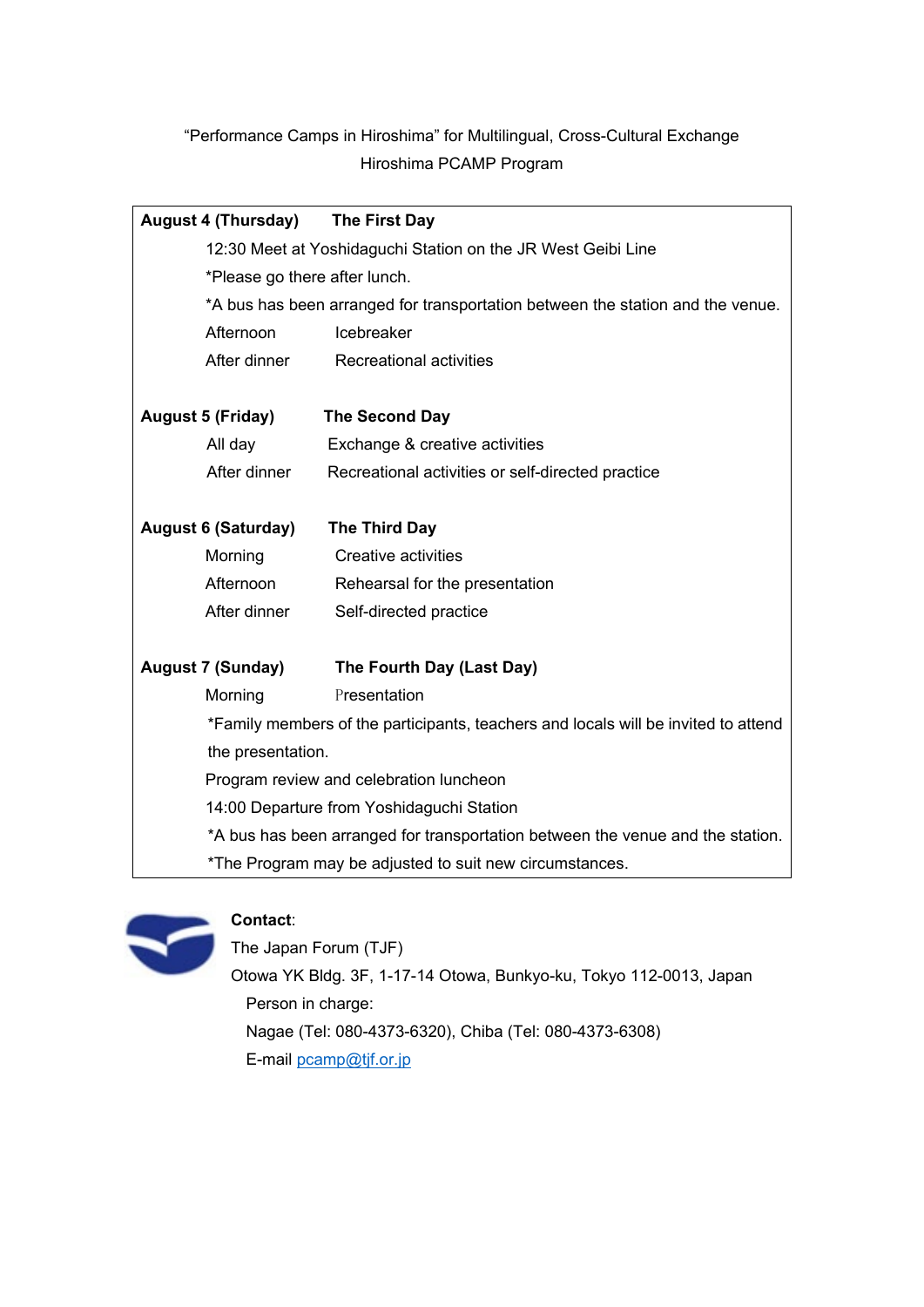"Performance Camps in Hiroshima" for Multilingual, Cross-Cultural Exchange

Hiroshima PCAMP Program

**August 4 (Thursday)** **The First Day**

12:30 Meet at Yoshidaguchi Station on the JR West Geibi Line

*Please go there after lunch.

*A bus has been arranged for transportation between the station and the venue.

Afternoon Icebreaker

After dinner Recreational activities

**August 5 (Friday)** **The Second Day**

All day Exchange & creative activities

After dinner Recreational activities or self-directed practice

**August 6 (Saturday)** **The Third Day**

Morning Creative activities

Afternoon Rehearsal for the presentation

After dinner Self-directed practice

**August 7 (Sunday)** **The Fourth Day (Last Day)**

Morning Presentation

*Family members of the participants, teachers and locals will be invited to attend the presentation.

Program review and celebration luncheon

14:00 Departure from Yoshidaguchi Station

*A bus has been arranged for transportation between the venue and the station.

*The Program may be adjusted to suit new circumstances.

**Contact**:

The Japan Forum (TJF)

Otowa YK Bldg. 3F, 1-17-14 Otowa, Bunkyo-ku, Tokyo 112-0013, Japan

Person in charge:

Nagae (Tel: 080-4373-6320), Chiba (Tel: 080-4373-6308)

E-mail pcamp@tjf.or.jp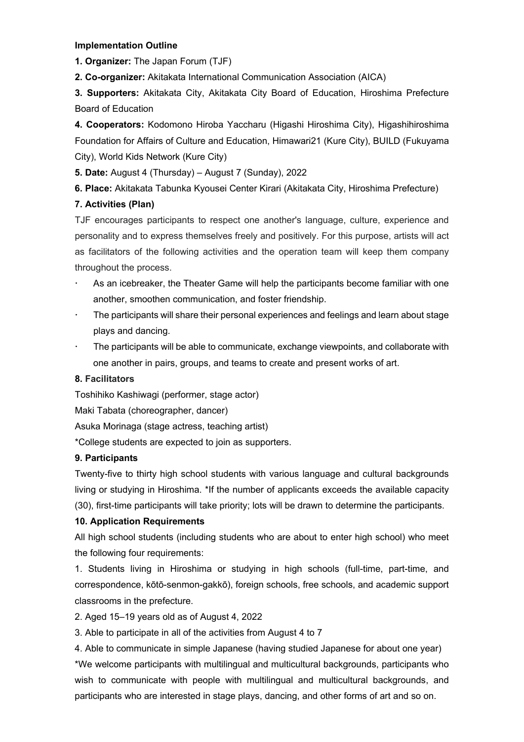**Implementation Outline**

**1. Organizer:** The Japan Forum (TJF)

**2. Co-organizer:** Akitakata International Communication Association (AICA)

**3. Supporters:** Akitakata City, Akitakata City Board of Education, Hiroshima Prefecture Board of Education

**4. Cooperators:** Kodomono Hiroba Yaccharu (Higashi Hiroshima City), Higashihiroshima Foundation for Affairs of Culture and Education, Himawari21 (Kure City), BUILD (Fukuyama City), World Kids Network (Kure City)

**5. Date:** August 4 (Thursday) – August 7 (Sunday), 2022

**6. Place:** Akitakata Tabunka Kyousei Center Kirari (Akitakata City, Hiroshima Prefecture)

**7. Activities (Plan)**

TJF encourages participants to respect one another's language, culture, experience and personality and to express themselves freely and positively. For this purpose, artists will act as facilitators of the following activities and the operation team will keep them company throughout the process.

- As an icebreaker, the Theater Game will help the participants become familiar with one another, smoothen communication, and foster friendship.
- The participants will share their personal experiences and feelings and learn about stage plays and dancing.
- The participants will be able to communicate, exchange viewpoints, and collaborate with one another in pairs, groups, and teams to create and present works of art.

**8. Facilitators**

Toshihiko Kashiwagi (performer, stage actor)

Maki Tabata (choreographer, dancer)

Asuka Morinaga (stage actress, teaching artist)

*College students are expected to join as supporters.

**9. Participants**

Twenty-five to thirty high school students with various language and cultural backgrounds living or studying in Hiroshima. *If the number of applicants exceeds the available capacity (30), first-time participants will take priority; lots will be drawn to determine the participants.

**10. Application Requirements**

All high school students (including students who are about to enter high school) who meet the following four requirements:

1. Students living in Hiroshima or studying in high schools (full-time, part-time, and correspondence, kōtō-senmon-gakkō), foreign schools, free schools, and academic support classrooms in the prefecture.
2. Aged 15–19 years old as of August 4, 2022
3. Able to participate in all of the activities from August 4 to 7
4. Able to communicate in simple Japanese (having studied Japanese for about one year)

*We welcome participants with multilingual and multicultural backgrounds, participants who wish to communicate with people with multilingual and multicultural backgrounds, and participants who are interested in stage plays, dancing, and other forms of art and so on.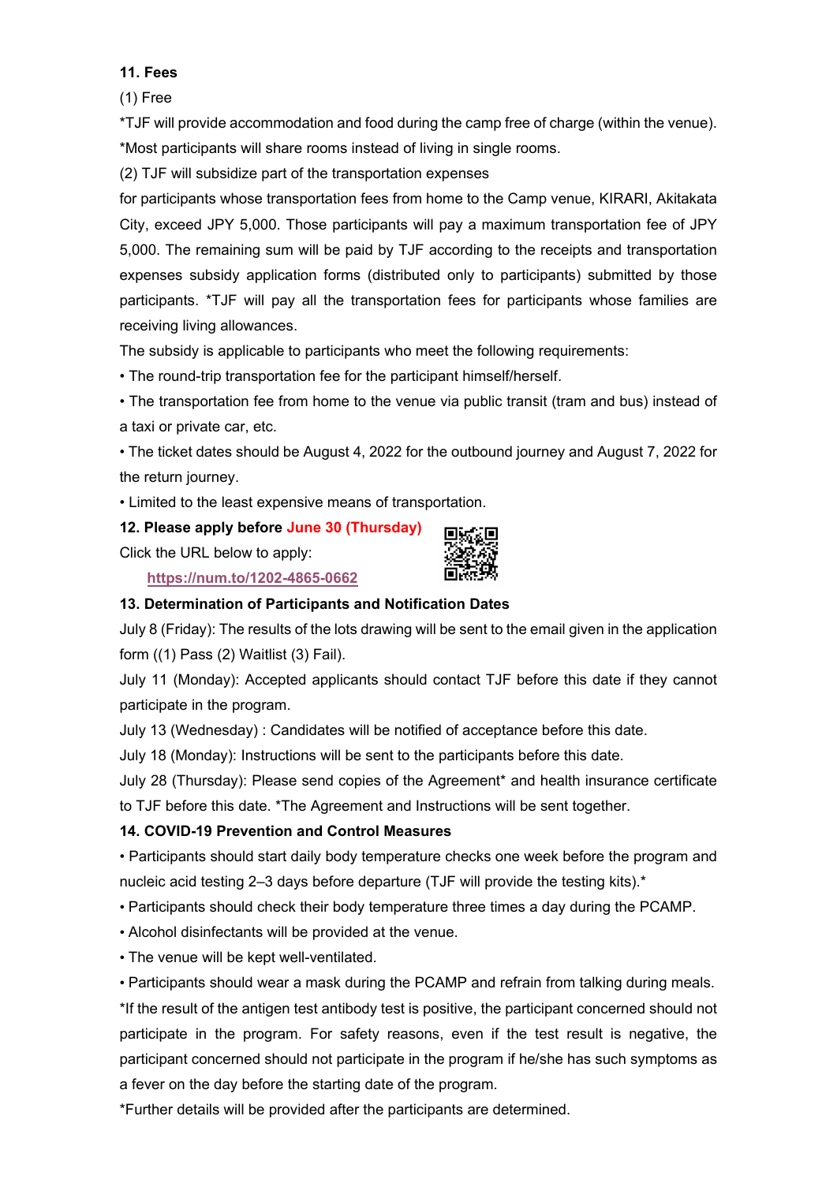**11. Fees**

(1) Free

*TJF will provide accommodation and food during the camp free of charge (within the venue).

*Most participants will share rooms instead of living in single rooms.

(2) TJF will subsidize part of the transportation expenses

for participants whose transportation fees from home to the Camp venue, KIRARI, Akitakata City, exceed JPY 5,000. Those participants will pay a maximum transportation fee of JPY 5,000. The remaining sum will be paid by TJF according to the receipts and transportation expenses subsidy application forms (distributed only to participants) submitted by those participants. *TJF will pay all the transportation fees for participants whose families are receiving living allowances.

The subsidy is applicable to participants who meet the following requirements:

- The round-trip transportation fee for the participant himself/herself.
- The transportation fee from home to the venue via public transit (tram and bus) instead of a taxi or private car, etc.
- The ticket dates should be August 4, 2022 for the outbound journey and August 7, 2022 for the return journey.
- Limited to the least expensive means of transportation.

**12. Please apply before June 30 (Thursday)**

Click the URL below to apply:

https://num.to/1202-4865-0662

**13. Determination of Participants and Notification Dates**

July 8 (Friday): The results of the lots drawing will be sent to the email given in the application form ((1) Pass (2) Waitlist (3) Fail).

July 11 (Monday): Accepted applicants should contact TJF before this date if they cannot participate in the program.

July 13 (Wednesday) : Candidates will be notified of acceptance before this date.

July 18 (Monday): Instructions will be sent to the participants before this date.

July 28 (Thursday): Please send copies of the Agreement* and health insurance certificate to TJF before this date. *The Agreement and Instructions will be sent together.

**14. COVID-19 Prevention and Control Measures**

- Participants should start daily body temperature checks one week before the program and nucleic acid testing 2–3 days before departure (TJF will provide the testing kits).*
- Participants should check their body temperature three times a day during the PCAMP.
- Alcohol disinfectants will be provided at the venue.
- The venue will be kept well-ventilated.
- Participants should wear a mask during the PCAMP and refrain from talking during meals.

*If the result of the antigen test antibody test is positive, the participant concerned should not participate in the program. For safety reasons, even if the test result is negative, the participant concerned should not participate in the program if he/she has such symptoms as a fever on the day before the starting date of the program.

*Further details will be provided after the participants are determined.